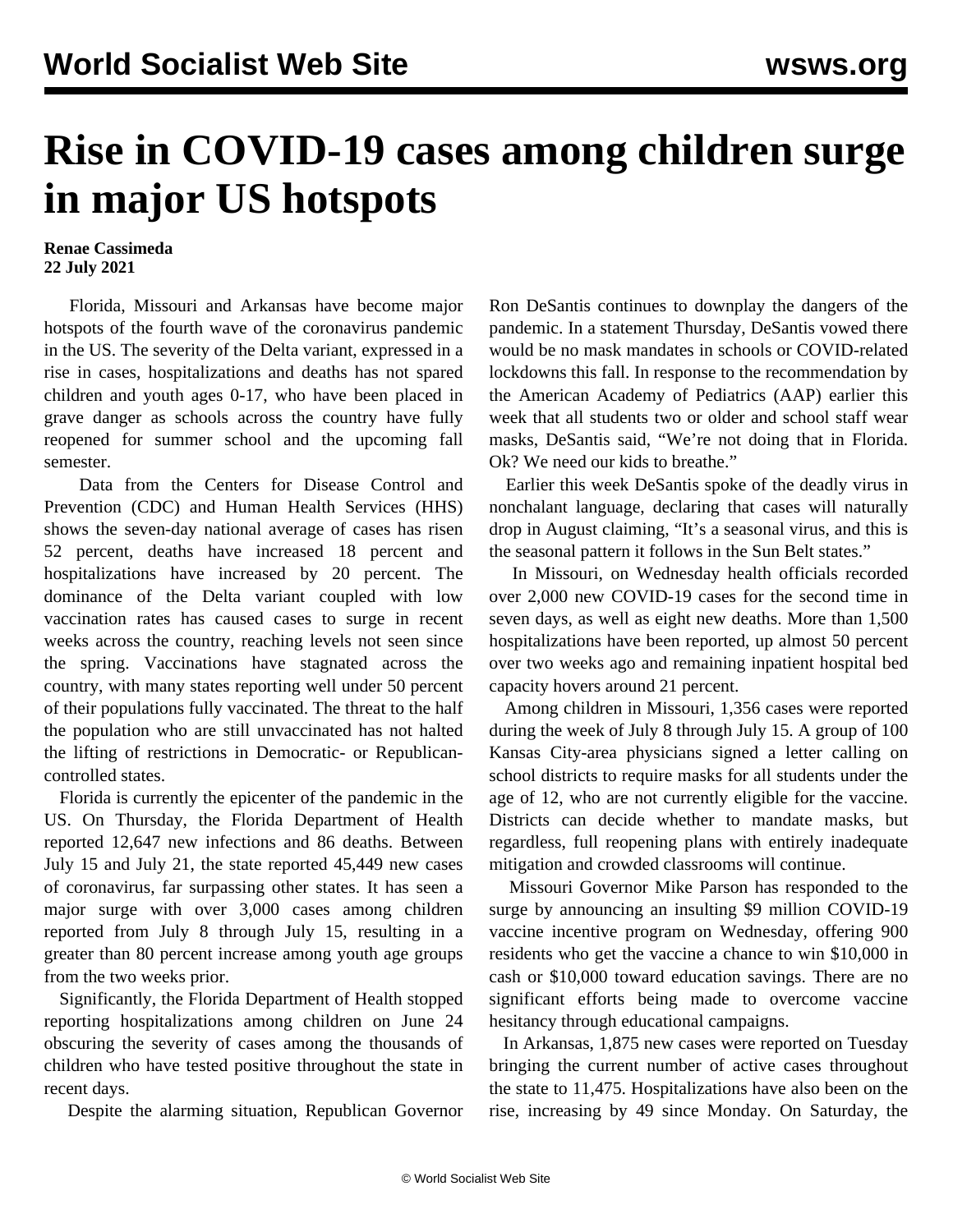# Rise in COVID-19 cases among children surge in major US hotspots

**Renae Cassimeda**
**22 July 2021**

Florida, Missouri and Arkansas have become major hotspots of the fourth wave of the coronavirus pandemic in the US. The severity of the Delta variant, expressed in a rise in cases, hospitalizations and deaths has not spared children and youth ages 0-17, who have been placed in grave danger as schools across the country have fully reopened for summer school and the upcoming fall semester.

Data from the Centers for Disease Control and Prevention (CDC) and Human Health Services (HHS) shows the seven-day national average of cases has risen 52 percent, deaths have increased 18 percent and hospitalizations have increased by 20 percent. The dominance of the Delta variant coupled with low vaccination rates has caused cases to surge in recent weeks across the country, reaching levels not seen since the spring. Vaccinations have stagnated across the country, with many states reporting well under 50 percent of their populations fully vaccinated. The threat to the half the population who are still unvaccinated has not halted the lifting of restrictions in Democratic- or Republican-controlled states.

Florida is currently the epicenter of the pandemic in the US. On Thursday, the Florida Department of Health reported 12,647 new infections and 86 deaths. Between July 15 and July 21, the state reported 45,449 new cases of coronavirus, far surpassing other states. It has seen a major surge with over 3,000 cases among children reported from July 8 through July 15, resulting in a greater than 80 percent increase among youth age groups from the two weeks prior.

Significantly, the Florida Department of Health stopped reporting hospitalizations among children on June 24 obscuring the severity of cases among the thousands of children who have tested positive throughout the state in recent days.

Despite the alarming situation, Republican Governor Ron DeSantis continues to downplay the dangers of the pandemic. In a statement Thursday, DeSantis vowed there would be no mask mandates in schools or COVID-related lockdowns this fall. In response to the recommendation by the American Academy of Pediatrics (AAP) earlier this week that all students two or older and school staff wear masks, DeSantis said, "We're not doing that in Florida. Ok? We need our kids to breathe."

Earlier this week DeSantis spoke of the deadly virus in nonchalant language, declaring that cases will naturally drop in August claiming, "It's a seasonal virus, and this is the seasonal pattern it follows in the Sun Belt states."

In Missouri, on Wednesday health officials recorded over 2,000 new COVID-19 cases for the second time in seven days, as well as eight new deaths. More than 1,500 hospitalizations have been reported, up almost 50 percent over two weeks ago and remaining inpatient hospital bed capacity hovers around 21 percent.

Among children in Missouri, 1,356 cases were reported during the week of July 8 through July 15. A group of 100 Kansas City-area physicians signed a letter calling on school districts to require masks for all students under the age of 12, who are not currently eligible for the vaccine. Districts can decide whether to mandate masks, but regardless, full reopening plans with entirely inadequate mitigation and crowded classrooms will continue.

Missouri Governor Mike Parson has responded to the surge by announcing an insulting $9 million COVID-19 vaccine incentive program on Wednesday, offering 900 residents who get the vaccine a chance to win $10,000 in cash or $10,000 toward education savings. There are no significant efforts being made to overcome vaccine hesitancy through educational campaigns.

In Arkansas, 1,875 new cases were reported on Tuesday bringing the current number of active cases throughout the state to 11,475. Hospitalizations have also been on the rise, increasing by 49 since Monday. On Saturday, the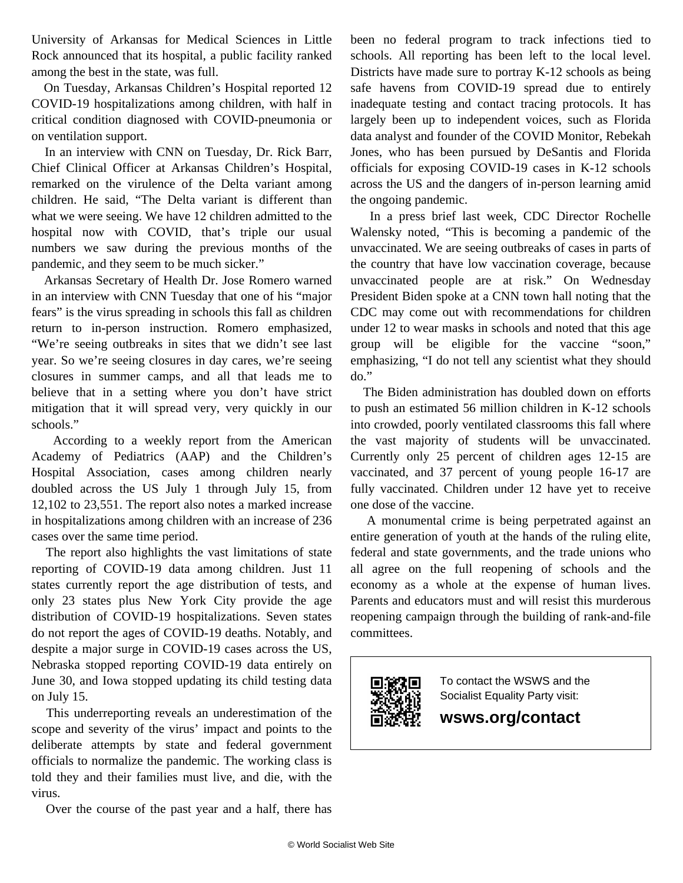University of Arkansas for Medical Sciences in Little Rock announced that its hospital, a public facility ranked among the best in the state, was full.

On Tuesday, Arkansas Children's Hospital reported 12 COVID-19 hospitalizations among children, with half in critical condition diagnosed with COVID-pneumonia or on ventilation support.

In an interview with CNN on Tuesday, Dr. Rick Barr, Chief Clinical Officer at Arkansas Children's Hospital, remarked on the virulence of the Delta variant among children. He said, "The Delta variant is different than what we were seeing. We have 12 children admitted to the hospital now with COVID, that's triple our usual numbers we saw during the previous months of the pandemic, and they seem to be much sicker."

Arkansas Secretary of Health Dr. Jose Romero warned in an interview with CNN Tuesday that one of his "major fears" is the virus spreading in schools this fall as children return to in-person instruction. Romero emphasized, "We're seeing outbreaks in sites that we didn't see last year. So we're seeing closures in day cares, we're seeing closures in summer camps, and all that leads me to believe that in a setting where you don't have strict mitigation that it will spread very, very quickly in our schools."

According to a weekly report from the American Academy of Pediatrics (AAP) and the Children's Hospital Association, cases among children nearly doubled across the US July 1 through July 15, from 12,102 to 23,551. The report also notes a marked increase in hospitalizations among children with an increase of 236 cases over the same time period.

The report also highlights the vast limitations of state reporting of COVID-19 data among children. Just 11 states currently report the age distribution of tests, and only 23 states plus New York City provide the age distribution of COVID-19 hospitalizations. Seven states do not report the ages of COVID-19 deaths. Notably, and despite a major surge in COVID-19 cases across the US, Nebraska stopped reporting COVID-19 data entirely on June 30, and Iowa stopped updating its child testing data on July 15.

This underreporting reveals an underestimation of the scope and severity of the virus' impact and points to the deliberate attempts by state and federal government officials to normalize the pandemic. The working class is told they and their families must live, and die, with the virus.

Over the course of the past year and a half, there has been no federal program to track infections tied to schools. All reporting has been left to the local level. Districts have made sure to portray K-12 schools as being safe havens from COVID-19 spread due to entirely inadequate testing and contact tracing protocols. It has largely been up to independent voices, such as Florida data analyst and founder of the COVID Monitor, Rebekah Jones, who has been pursued by DeSantis and Florida officials for exposing COVID-19 cases in K-12 schools across the US and the dangers of in-person learning amid the ongoing pandemic.

In a press brief last week, CDC Director Rochelle Walensky noted, "This is becoming a pandemic of the unvaccinated. We are seeing outbreaks of cases in parts of the country that have low vaccination coverage, because unvaccinated people are at risk." On Wednesday President Biden spoke at a CNN town hall noting that the CDC may come out with recommendations for children under 12 to wear masks in schools and noted that this age group will be eligible for the vaccine "soon," emphasizing, "I do not tell any scientist what they should do."

The Biden administration has doubled down on efforts to push an estimated 56 million children in K-12 schools into crowded, poorly ventilated classrooms this fall where the vast majority of students will be unvaccinated. Currently only 25 percent of children ages 12-15 are vaccinated, and 37 percent of young people 16-17 are fully vaccinated. Children under 12 have yet to receive one dose of the vaccine.

A monumental crime is being perpetrated against an entire generation of youth at the hands of the ruling elite, federal and state governments, and the trade unions who all agree on the full reopening of schools and the economy as a whole at the expense of human lives. Parents and educators must and will resist this murderous reopening campaign through the building of rank-and-file committees.

To contact the WSWS and the Socialist Equality Party visit:

**wsws.org/contact**